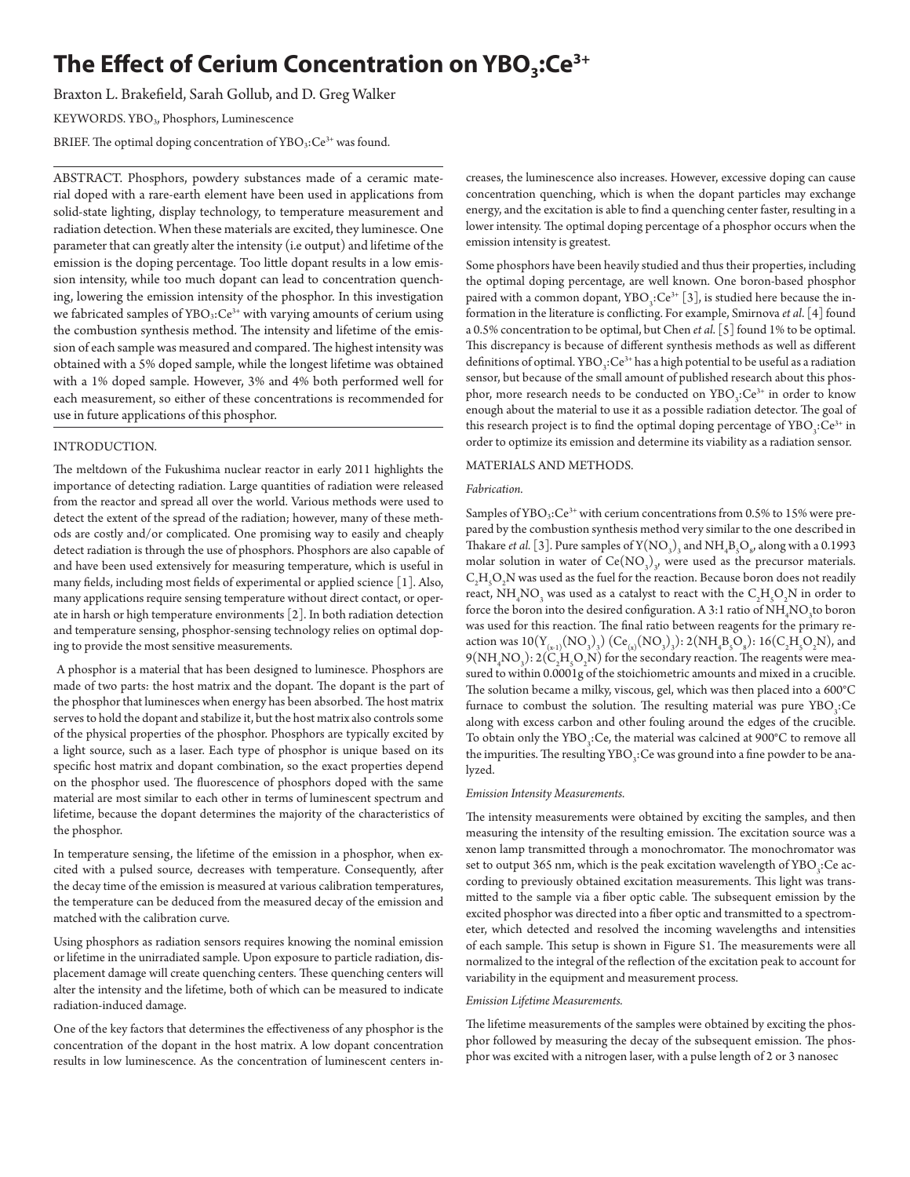# The Effect of Cerium Concentration on $YBO_3$:$Ce^{3+}$

Braxton L. Brakefield, Sarah Gollub, and D. Greg Walker

KEYWORDS. $YBO_3$, Phosphors, Luminescence

BRIEF. The optimal doping concentration of $YBO_3$:$Ce^{3+}$ was found.

---

ABSTRACT. Phosphors, powdery substances made of a ceramic material doped with a rare-earth element have been used in applications from solid-state lighting, display technology, to temperature measurement and radiation detection. When these materials are excited, they luminesce. One parameter that can greatly alter the intensity (i.e output) and lifetime of the emission is the doping percentage. Too little dopant results in a low emission intensity, while too much dopant can lead to concentration quenching, lowering the emission intensity of the phosphor. In this investigation we fabricated samples of $YBO_3$:$Ce^{3+}$ with varying amounts of cerium using the combustion synthesis method. The intensity and lifetime of the emission of each sample was measured and compared. The highest intensity was obtained with a 5% doped sample, while the longest lifetime was obtained with a 1% doped sample. However, 3% and 4% both performed well for each measurement, so either of these concentrations is recommended for use in future applications of this phosphor.

---

## INTRODUCTION.

The meltdown of the Fukushima nuclear reactor in early 2011 highlights the importance of detecting radiation. Large quantities of radiation were released from the reactor and spread all over the world. Various methods were used to detect the extent of the spread of the radiation; however, many of these methods are costly and/or complicated. One promising way to easily and cheaply detect radiation is through the use of phosphors. Phosphors are also capable of and have been used extensively for measuring temperature, which is useful in many fields, including most fields of experimental or applied science [1]. Also, many applications require sensing temperature without direct contact, or operate in harsh or high temperature environments [2]. In both radiation detection and temperature sensing, phosphor-sensing technology relies on optimal doping to provide the most sensitive measurements.

A phosphor is a material that has been designed to luminesce. Phosphors are made of two parts: the host matrix and the dopant. The dopant is the part of the phosphor that luminesces when energy has been absorbed. The host matrix serves to hold the dopant and stabilize it, but the host matrix also controls some of the physical properties of the phosphor. Phosphors are typically excited by a light source, such as a laser. Each type of phosphor is unique based on its specific host matrix and dopant combination, so the exact properties depend on the phosphor used. The fluorescence of phosphors doped with the same material are most similar to each other in terms of luminescent spectrum and lifetime, because the dopant determines the majority of the characteristics of the phosphor.

In temperature sensing, the lifetime of the emission in a phosphor, when excited with a pulsed source, decreases with temperature. Consequently, after the decay time of the emission is measured at various calibration temperatures, the temperature can be deduced from the measured decay of the emission and matched with the calibration curve.

Using phosphors as radiation sensors requires knowing the nominal emission or lifetime in the unirradiated sample. Upon exposure to particle radiation, displacement damage will create quenching centers. These quenching centers will alter the intensity and the lifetime, both of which can be measured to indicate radiation-induced damage.

One of the key factors that determines the effectiveness of any phosphor is the concentration of the dopant in the host matrix. A low dopant concentration results in low luminescence. As the concentration of luminescent centers increases, the luminescence also increases. However, excessive doping can cause concentration quenching, which is when the dopant particles may exchange energy, and the excitation is able to find a quenching center faster, resulting in a lower intensity. The optimal doping percentage of a phosphor occurs when the emission intensity is greatest.

Some phosphors have been heavily studied and thus their properties, including the optimal doping percentage, are well known. One boron-based phosphor paired with a common dopant, $YBO_3$:$Ce^{3+}$ [3], is studied here because the information in the literature is conflicting. For example, Smirnova *et al.* [4] found a 0.5% concentration to be optimal, but Chen *et al.* [5] found 1% to be optimal. This discrepancy is because of different synthesis methods as well as different definitions of optimal. $YBO_3$:$Ce^{3+}$ has a high potential to be useful as a radiation sensor, but because of the small amount of published research about this phosphor, more research needs to be conducted on $YBO_3$:$Ce^{3+}$ in order to know enough about the material to use it as a possible radiation detector. The goal of this research project is to find the optimal doping percentage of $YBO_3$:$Ce^{3+}$ in order to optimize its emission and determine its viability as a radiation sensor.

## MATERIALS AND METHODS.

### *Fabrication.*

Samples of $YBO_3$:$Ce^{3+}$ with cerium concentrations from 0.5% to 15% were prepared by the combustion synthesis method very similar to the one described in Thakare *et al.* [3]. Pure samples of $Y(NO_3)_3$ and $NH_4B_5O_8$, along with a 0.1993 molar solution in water of $Ce(NO_3)_3$, were used as the precursor materials. $C_2H_5O_2N$ was used as the fuel for the reaction. Because boron does not readily react, $NH_4NO_3$ was used as a catalyst to react with the $C_2H_5O_2N$ in order to force the boron into the desired configuration. A 3:1 ratio of $NH_4NO_3$ to boron was used for this reaction. The final ratio between reagents for the primary reaction was $10(Y_{(x-1)}(NO_3)_3)$ $(Ce_{(x)}(NO_3)_3)$: $2(NH_4B_5O_8)$: $16(C_2H_5O_2N)$, and $9(NH_4NO_3)$: $2(C_2H_5O_2N)$ for the secondary reaction. The reagents were measured to within 0.0001g of the stoichiometric amounts and mixed in a crucible. The solution became a milky, viscous, gel, which was then placed into a 600°C furnace to combust the solution. The resulting material was pure $YBO_3$:Ce along with excess carbon and other fouling around the edges of the crucible. To obtain only the $YBO_3$:Ce, the material was calcined at 900°C to remove all the impurities. The resulting $YBO_3$:Ce was ground into a fine powder to be analyzed.

### *Emission Intensity Measurements.*

The intensity measurements were obtained by exciting the samples, and then measuring the intensity of the resulting emission. The excitation source was a xenon lamp transmitted through a monochromator. The monochromator was set to output 365 nm, which is the peak excitation wavelength of $YBO_3$:Ce according to previously obtained excitation measurements. This light was transmitted to the sample via a fiber optic cable. The subsequent emission by the excited phosphor was directed into a fiber optic and transmitted to a spectrometer, which detected and resolved the incoming wavelengths and intensities of each sample. This setup is shown in Figure S1. The measurements were all normalized to the integral of the reflection of the excitation peak to account for variability in the equipment and measurement process.

### *Emission Lifetime Measurements.*

The lifetime measurements of the samples were obtained by exciting the phosphor followed by measuring the decay of the subsequent emission. The phosphor was excited with a nitrogen laser, with a pulse length of 2 or 3 nanosec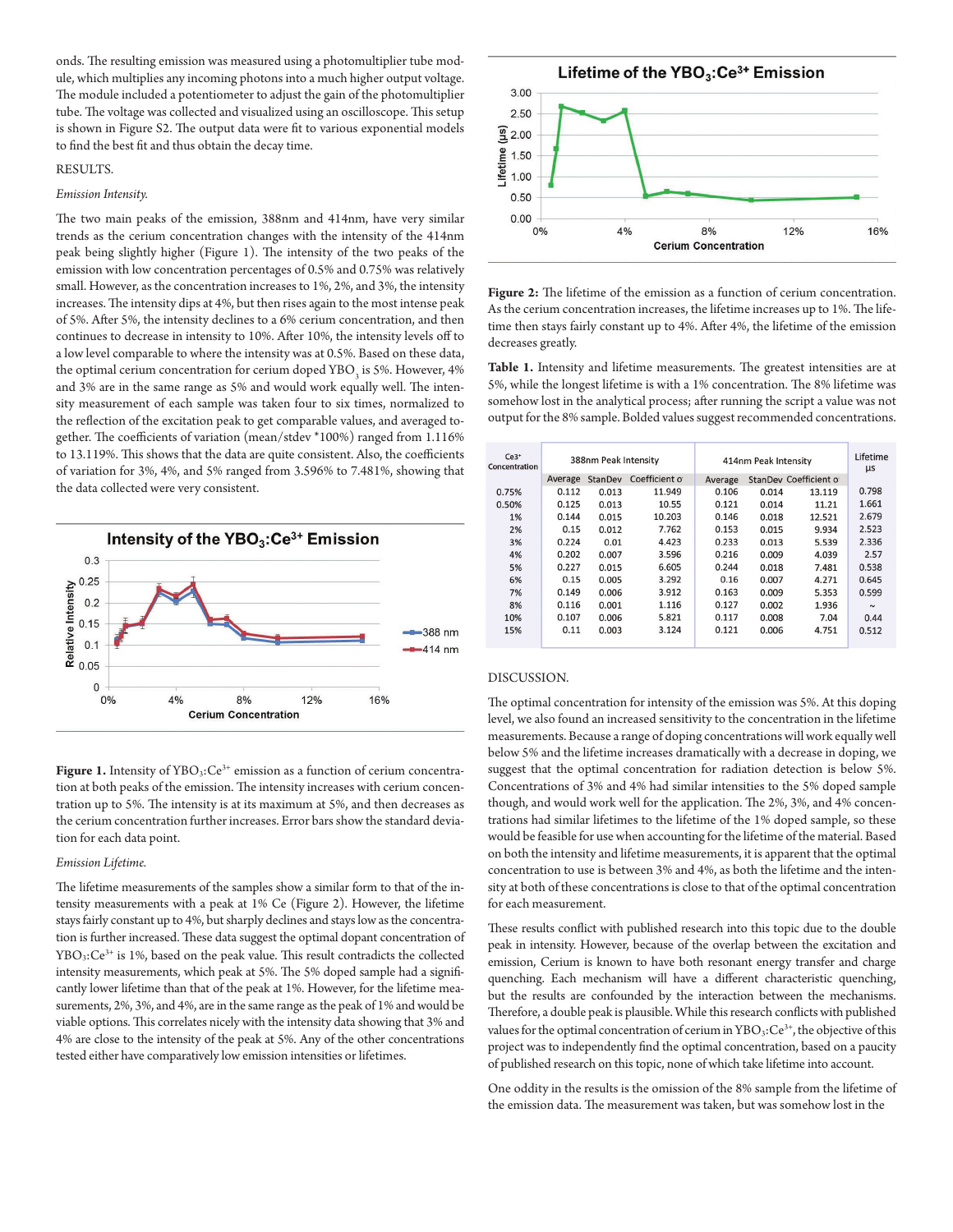onds. The resulting emission was measured using a photomultiplier tube module, which multiplies any incoming photons into a much higher output voltage. The module included a potentiometer to adjust the gain of the photomultiplier tube. The voltage was collected and visualized using an oscilloscope. This setup is shown in Figure S2. The output data were fit to various exponential models to find the best fit and thus obtain the decay time.

## RESULTS.

### *Emission Intensity.*

The two main peaks of the emission, 388nm and 414nm, have very similar trends as the cerium concentration changes with the intensity of the 414nm peak being slightly higher (Figure 1). The intensity of the two peaks of the emission with low concentration percentages of 0.5% and 0.75% was relatively small. However, as the concentration increases to 1%, 2%, and 3%, the intensity increases. The intensity dips at 4%, but then rises again to the most intense peak of 5%. After 5%, the intensity declines to a 6% cerium concentration, and then continues to decrease in intensity to 10%. After 10%, the intensity levels off to a low level comparable to where the intensity was at 0.5%. Based on these data, the optimal cerium concentration for cerium doped $YBO_3$ is 5%. However, 4% and 3% are in the same range as 5% and would work equally well. The intensity measurement of each sample was taken four to six times, normalized to the reflection of the excitation peak to get comparable sample values, and averaged together. The coefficients of variation (mean/stdev *100%) ranged from 1.116% to 13.119%. This shows that the data are quite consistent. Also, the coefficients of variation for 3%, 4%, and 5% ranged from 3.596% to 7.481%, showing that the data collected were very consistent.

**Figure 1.** Intensity of $YBO_3$:$Ce^{3+}$ emission as a function of cerium concentration at both peaks of the emission. The intensity increases with cerium concentration up to 5%. The intensity is at its maximum at 5%, and then decreases as the cerium concentration further increases. Error bars show the standard deviation for each data point.

### *Emission Lifetime.*

The lifetime measurements of the samples show a similar form to that of the intensity measurements with a peak at 1% Ce (Figure 2). However, the lifetime stays fairly constant up to 4%, but sharply declines and stays low as the concentration is further increased. These data suggest the optimal dopant concentration of $YBO_3$:$Ce^{3+}$ is 1%, based on the peak value. This result contradicts the collected intensity measurements, which peak at 5%. The 5% doped sample had a significantly lower lifetime than that of the peak at 1%. However, for the lifetime measurements, 2%, 3%, and 4%, are in the same range as the peak of 1% and would be viable options. This correlates nicely with the intensity data showing that 3% and 4% are close to the intensity of the peak at 5%. Any of the other concentrations tested either have comparatively low emission intensities or lifetimes.

**Figure 2:** The lifetime of the emission as a function of cerium concentration. As the cerium concentration increases, the lifetime increases up to 1%. The lifetime then stays fairly constant up to 4%. After 4%, the lifetime of the emission decreases greatly.

**Table 1.** Intensity and lifetime measurements. The greatest intensities are at 5%, while the longest lifetime is with a 1% concentration. The 8% lifetime was somehow lost in the analytical process; after running the script a value was not output for the 8% sample. Bolded values suggest recommended concentrations.

| $Ce^{3+}$ Concentration | 388nm Peak Intensity | | | 414nm Peak Intensity | | | Lifetime µs |
|---|---|---|---|---|---|---|---|
| | Average | StanDev | Coefficient o | Average | StanDev | Coefficient o | |
| 0.75% | 0.112 | 0.013 | 11.949 | 0.106 | 0.014 | 13.119 | 0.798 |
| 0.50% | 0.125 | 0.013 | 10.55 | 0.121 | 0.014 | 11.21 | 1.661 |
| 1% | 0.144 | 0.015 | 10.203 | 0.146 | 0.018 | 12.521 | 2.679 |
| 2% | 0.15 | 0.012 | 7.762 | 0.153 | 0.015 | 9.934 | 2.523 |
| 3% | 0.224 | 0.01 | 4.423 | 0.233 | 0.013 | 5.539 | 2.336 |
| 4% | 0.202 | 0.007 | 3.596 | 0.216 | 0.009 | 4.039 | 2.57 |
| 5% | 0.227 | 0.015 | 6.605 | 0.244 | 0.018 | 7.481 | 0.538 |
| 6% | 0.15 | 0.005 | 3.292 | 0.16 | 0.007 | 4.271 | 0.645 |
| 7% | 0.149 | 0.006 | 3.912 | 0.163 | 0.009 | 5.353 | 0.599 |
| 8% | 0.116 | 0.001 | 1.116 | 0.127 | 0.002 | 1.936 | ~ |
| 10% | 0.107 | 0.006 | 5.821 | 0.117 | 0.008 | 7.04 | 0.44 |
| 15% | 0.11 | 0.003 | 3.124 | 0.121 | 0.006 | 4.751 | 0.512 |

## DISCUSSION.

The optimal concentration for intensity of the emission was 5%. At this doping level, we also found an increased sensitivity to the concentration in the lifetime measurements. Because a range of doping concentrations will work equally well below 5% and the lifetime increases dramatically with a decrease in doping, we suggest that the optimal concentration for radiation detection is below 5%. Concentrations of 3% and 4% had similar intensities to the 5% doped sample though, and would work well for the application. The 2%, 3%, and 4% concentrations had similar lifetimes to the lifetime of the 1% doped sample, so these would be feasible for use when accounting for the lifetime of the material. Based on both the intensity and lifetime measurements, it is apparent that the optimal concentration to use is between 3% and 4%, as both the lifetime and the intensity at both of these concentrations is close to that of the optimal concentration for each measurement.

These results conflict with published research into this topic due to the double peak in intensity. However, because of the overlap between the excitation and emission, Cerium is known to have both resonant energy transfer and charge quenching. Each mechanism will have a different characteristic quenching, but the results are confounded by the interaction between the mechanisms. Therefore, a double peak is plausible. While this research conflicts with published values for the optimal concentration of cerium in $YBO_3$:$Ce^{3+}$, the objective of this project was to independently find the optimal concentration, based on a paucity of published research on this topic, none of which take lifetime into account.

One oddity in the results is the omission of the 8% sample from the lifetime of the emission data. The measurement was taken, but was somehow lost in the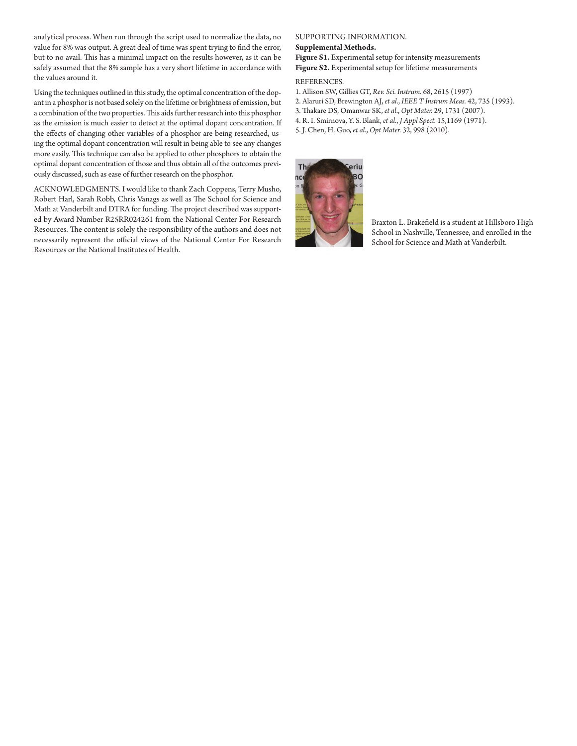analytical process. When run through the script used to normalize the data, no value for 8% was output. A great deal of time was spent trying to find the error, but to no avail. This has a minimal impact on the results however, as it can be safely assumed that the 8% sample has a very short lifetime in accordance with the values around it.

Using the techniques outlined in this study, the optimal concentration of the dopant in a phosphor is not based solely on the lifetime or brightness of emission, but a combination of the two properties. This aids further research into this phosphor as the emission is much easier to detect at the optimal dopant concentration. If the effects of changing other variables of a phosphor are being researched, using the optimal dopant concentration will result in being able to see any changes more easily. This technique can also be applied to other phosphors to obtain the optimal dopant concentration of those and thus obtain all of the outcomes previously discussed, such as ease of further research on the phosphor.

ACKNOWLEDGMENTS. I would like to thank Zach Coppens, Terry Musho, Robert Harl, Sarah Robb, Chris Vanags as well as The School for Science and Math at Vanderbilt and DTRA for funding. The project described was supported by Award Number R25RR024261 from the National Center For Research Resources. The content is solely the responsibility of the authors and does not necessarily represent the official views of the National Center For Research Resources or the National Institutes of Health.

SUPPORTING INFORMATION.

**Supplemental Methods.**

**Figure S1.** Experimental setup for intensity measurements

**Figure S2.** Experimental setup for lifetime measurements

REFERENCES.

1. Allison SW, Gillies GT, *Rev. Sci. Instrum.* 68, 2615 (1997)
2. Alaruri SD, Brewington AJ, *et al*., *IEEE T Instrum Meas.* 42, 735 (1993).
3. Thakare DS, Omanwar SK, *et al*., *Opt Mater.* 29, 1731 (2007).
4. R. I. Smirnova, Y. S. Blank, *et al*., *J Appl Spect.* 15,1169 (1971).
5. J. Chen, H. Guo, *et al*., *Opt Mater.* 32, 998 (2010).

Braxton L. Brakefield is a student at Hillsboro High School in Nashville, Tennessee, and enrolled in the School for Science and Math at Vanderbilt.